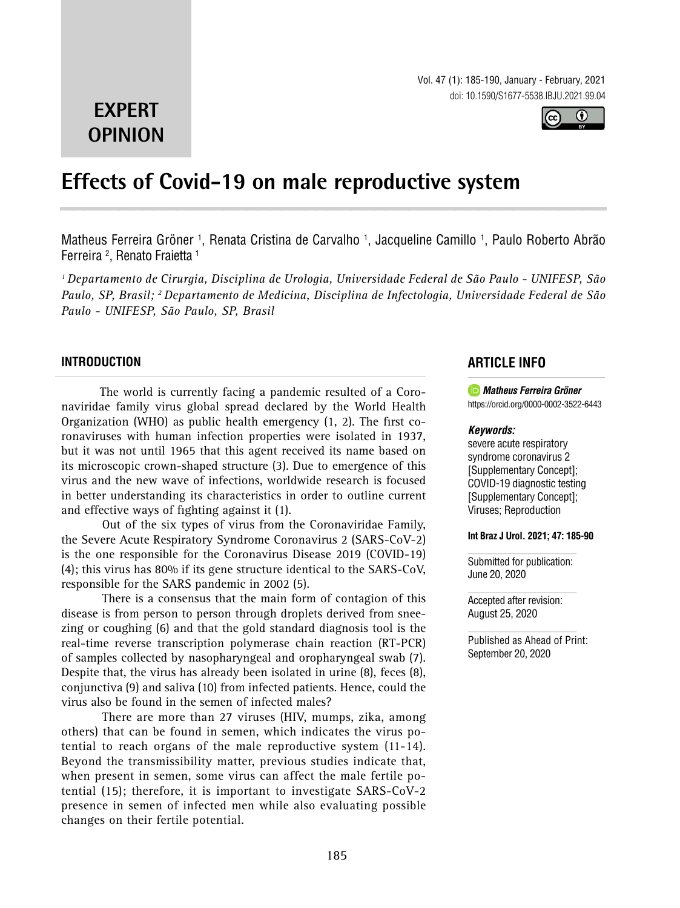EXPERT OPINION

# Effects of Covid-19 on male reproductive system

Matheus Ferreira Gröner [1], Renata Cristina de Carvalho [1], Jacqueline Camillo [1], Paulo Roberto Abrão Ferreira [2], Renato Fraietta [1]

*[1] Departamento de Cirurgia, Disciplina de Urologia, Universidade Federal de São Paulo - UNIFESP, São Paulo, SP, Brasil; [2] Departamento de Medicina, Disciplina de Infectologia, Universidade Federal de São Paulo - UNIFESP, São Paulo, SP, Brasil*

## INTRODUCTION

The world is currently facing a pandemic resulted of a Coronaviridae family virus global spread declared by the World Health Organization (WHO) as public health emergency (1, 2). The first coronaviruses with human infection properties were isolated in 1937, but it was not until 1965 that this agent received its name based on its microscopic crown-shaped structure (3). Due to emergence of this virus and the new wave of infections, worldwide research is focused in better understanding its characteristics in order to outline current and effective ways of fighting against it (1).

Out of the six types of virus from the Coronaviridae Family, the Severe Acute Respiratory Syndrome Coronavirus 2 (SARS-CoV-2) is the one responsible for the Coronavirus Disease 2019 (COVID-19) (4); this virus has 80% if its gene structure identical to the SARS-CoV, responsible for the SARS pandemic in 2002 (5).

There is a consensus that the main form of contagion of this disease is from person to person through droplets derived from sneezing or coughing (6) and that the gold standard diagnosis tool is the real-time reverse transcription polymerase chain reaction (RT-PCR) of samples collected by nasopharyngeal and oropharyngeal swab (7). Despite that, the virus has already been isolated in urine (8), feces (8), conjunctiva (9) and saliva (10) from infected patients. Hence, could the virus also be found in the semen of infected males?

There are more than 27 viruses (HIV, mumps, zika, among others) that can be found in semen, which indicates the virus potential to reach organs of the male reproductive system (11-14). Beyond the transmissibility matter, previous studies indicate that, when present in semen, some virus can affect the male fertile potential (15); therefore, it is important to investigate SARS-CoV-2 presence in semen of infected men while also evaluating possible changes on their fertile potential.

## ARTICLE INFO

***Matheus Ferreira Gröner***
https://orcid.org/0000-0002-3522-6443

***Keywords:***
severe acute respiratory syndrome coronavirus 2 [Supplementary Concept]; COVID-19 diagnostic testing [Supplementary Concept]; Viruses; Reproduction

**Int Braz J Urol. 2021; 47: 185-90**

Submitted for publication:
June 20, 2020

Accepted after revision:
August 25, 2020

Published as Ahead of Print:
September 20, 2020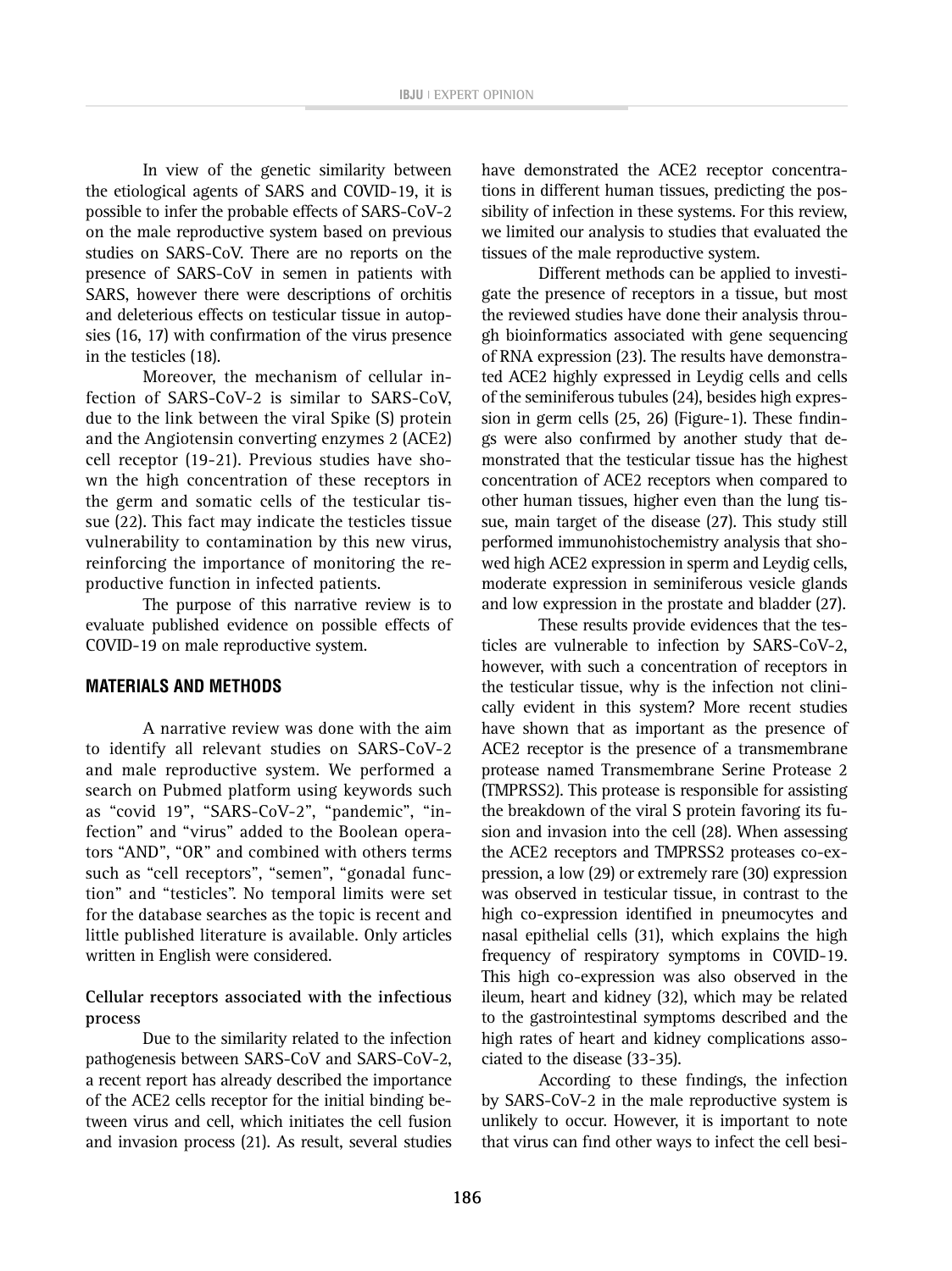In view of the genetic similarity between the etiological agents of SARS and COVID-19, it is possible to infer the probable effects of SARS-CoV-2 on the male reproductive system based on previous studies on SARS-CoV. There are no reports on the presence of SARS-CoV in semen in patients with SARS, however there were descriptions of orchitis and deleterious effects on testicular tissue in autopsies (16, 17) with confirmation of the virus presence in the testicles (18).

Moreover, the mechanism of cellular infection of SARS-CoV-2 is similar to SARS-CoV, due to the link between the viral Spike (S) protein and the Angiotensin converting enzymes 2 (ACE2) cell receptor (19-21). Previous studies have shown the high concentration of these receptors in the germ and somatic cells of the testicular tissue (22). This fact may indicate the testicles tissue vulnerability to contamination by this new virus, reinforcing the importance of monitoring the reproductive function in infected patients.

The purpose of this narrative review is to evaluate published evidence on possible effects of COVID-19 on male reproductive system.

## MATERIALS AND METHODS

A narrative review was done with the aim to identify all relevant studies on SARS-CoV-2 and male reproductive system. We performed a search on Pubmed platform using keywords such as "covid 19", "SARS-CoV-2", "pandemic", "infection" and "virus" added to the Boolean operators "AND", "OR" and combined with others terms such as "cell receptors", "semen", "gonadal function" and "testicles". No temporal limits were set for the database searches as the topic is recent and little published literature is available. Only articles written in English were considered.

### Cellular receptors associated with the infectious process

Due to the similarity related to the infection pathogenesis between SARS-CoV and SARS-CoV-2, a recent report has already described the importance of the ACE2 cells receptor for the initial binding between virus and cell, which initiates the cell fusion and invasion process (21). As result, several studies have demonstrated the ACE2 receptor concentrations in different human tissues, predicting the possibility of infection in these systems. For this review, we limited our analysis to studies that evaluated the tissues of the male reproductive system.

Different methods can be applied to investigate the presence of receptors in a tissue, but most the reviewed studies have done their analysis through bioinformatics associated with gene sequencing of RNA expression (23). The results have demonstrated ACE2 highly expressed in Leydig cells and cells of the seminiferous tubules (24), besides high expression in germ cells (25, 26) (Figure-1). These findings were also confirmed by another study that demonstrated that the testicular tissue has the highest concentration of ACE2 receptors when compared to other human tissues, higher even than the lung tissue, main target of the disease (27). This study still performed immunohistochemistry analysis that showed high ACE2 expression in sperm and Leydig cells, moderate expression in seminiferous vesicle glands and low expression in the prostate and bladder (27).

These results provide evidences that the testicles are vulnerable to infection by SARS-CoV-2, however, with such a concentration of receptors in the testicular tissue, why is the infection not clinically evident in this system? More recent studies have shown that as important as the presence of ACE2 receptor is the presence of a transmembrane protease named Transmembrane Serine Protease 2 (TMPRSS2). This protease is responsible for assisting the breakdown of the viral S protein favoring its fusion and invasion into the cell (28). When assessing the ACE2 receptors and TMPRSS2 proteases co-expression, a low (29) or extremely rare (30) expression was observed in testicular tissue, in contrast to the high co-expression identified in pneumocytes and nasal epithelial cells (31), which explains the high frequency of respiratory symptoms in COVID-19. This high co-expression was also observed in the ileum, heart and kidney (32), which may be related to the gastrointestinal symptoms described and the high rates of heart and kidney complications associated to the disease (33-35).

According to these findings, the infection by SARS-CoV-2 in the male reproductive system is unlikely to occur. However, it is important to note that virus can find other ways to infect the cell besi-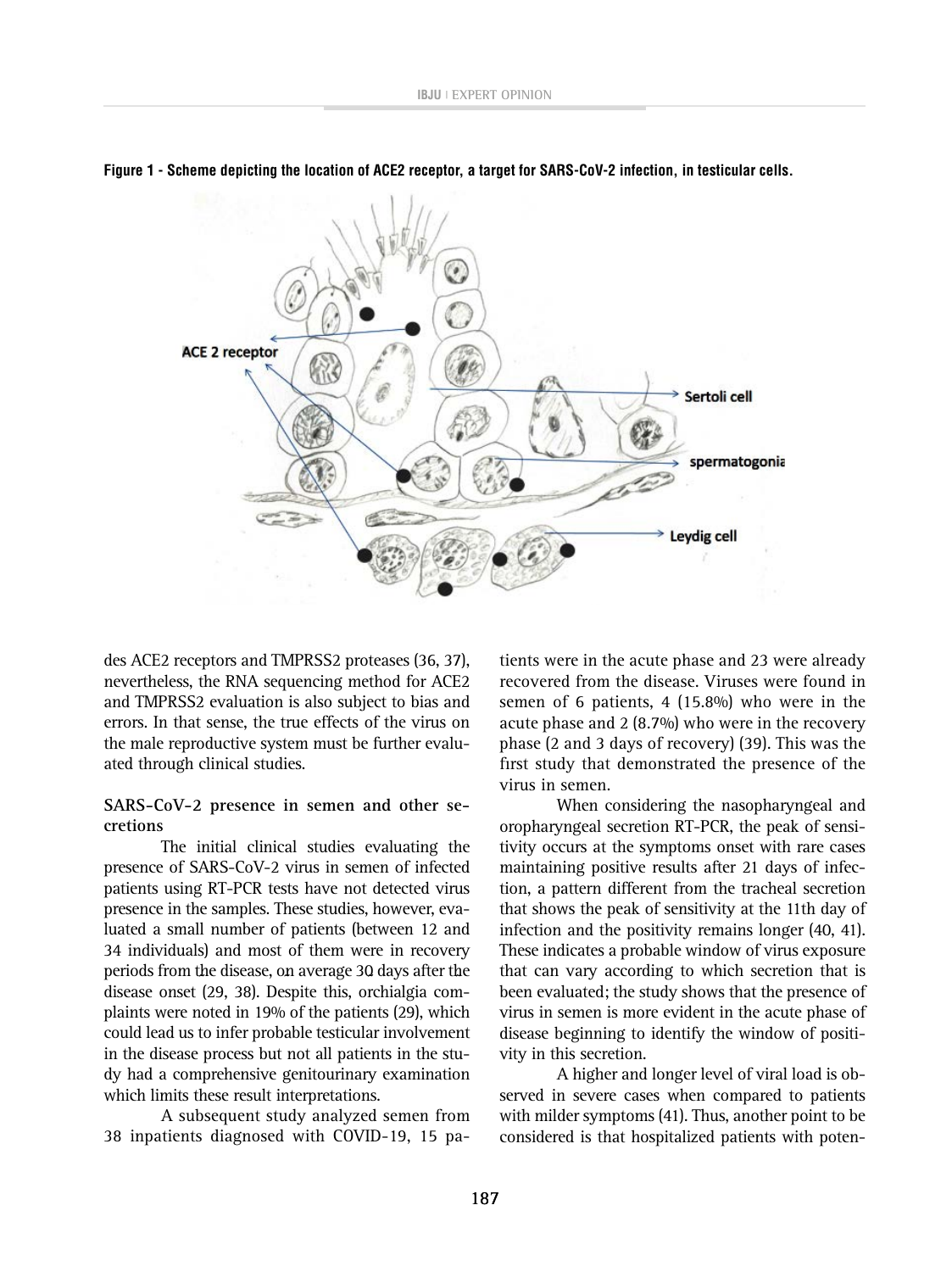**Figure 1 - Scheme depicting the location of ACE2 receptor, a target for SARS-CoV-2 infection, in testicular cells.**

des ACE2 receptors and TMPRSS2 proteases (36, 37), nevertheless, the RNA sequencing method for ACE2 and TMPRSS2 evaluation is also subject to bias and errors. In that sense, the true effects of the virus on the male reproductive system must be further evaluated through clinical studies.

## SARS-CoV-2 presence in semen and other secretions

The initial clinical studies evaluating the presence of SARS-CoV-2 virus in semen of infected patients using RT-PCR tests have not detected virus presence in the samples. These studies, however, evaluated a small number of patients (between 12 and 34 individuals) and most of them were in recovery periods from the disease, on average 30 days after the disease onset (29, 38). Despite this, orchialgia complaints were noted in 19% of the patients (29), which could lead us to infer probable testicular involvement in the disease process but not all patients in the study had a comprehensive genitourinary examination which limits these result interpretations.

A subsequent study analyzed semen from 38 inpatients diagnosed with COVID-19, 15 patients were in the acute phase and 23 were already recovered from the disease. Viruses were found in semen of 6 patients, 4 (15.8%) who were in the acute phase and 2 (8.7%) who were in the recovery phase (2 and 3 days of recovery) (39). This was the first study that demonstrated the presence of the virus in semen.

When considering the nasopharyngeal and oropharyngeal secretion RT-PCR, the peak of sensitivity occurs at the symptoms onset with rare cases maintaining positive results after 21 days of infection, a pattern different from the tracheal secretion that shows the peak of sensitivity at the 11th day of infection and the positivity remains longer (40, 41). These indicates a probable window of virus exposure that can vary according to which secretion that is been evaluated; the study shows that the presence of virus in semen is more evident in the acute phase of disease beginning to identify the window of positivity in this secretion.

A higher and longer level of viral load is observed in severe cases when compared to patients with milder symptoms (41). Thus, another point to be considered is that hospitalized patients with poten-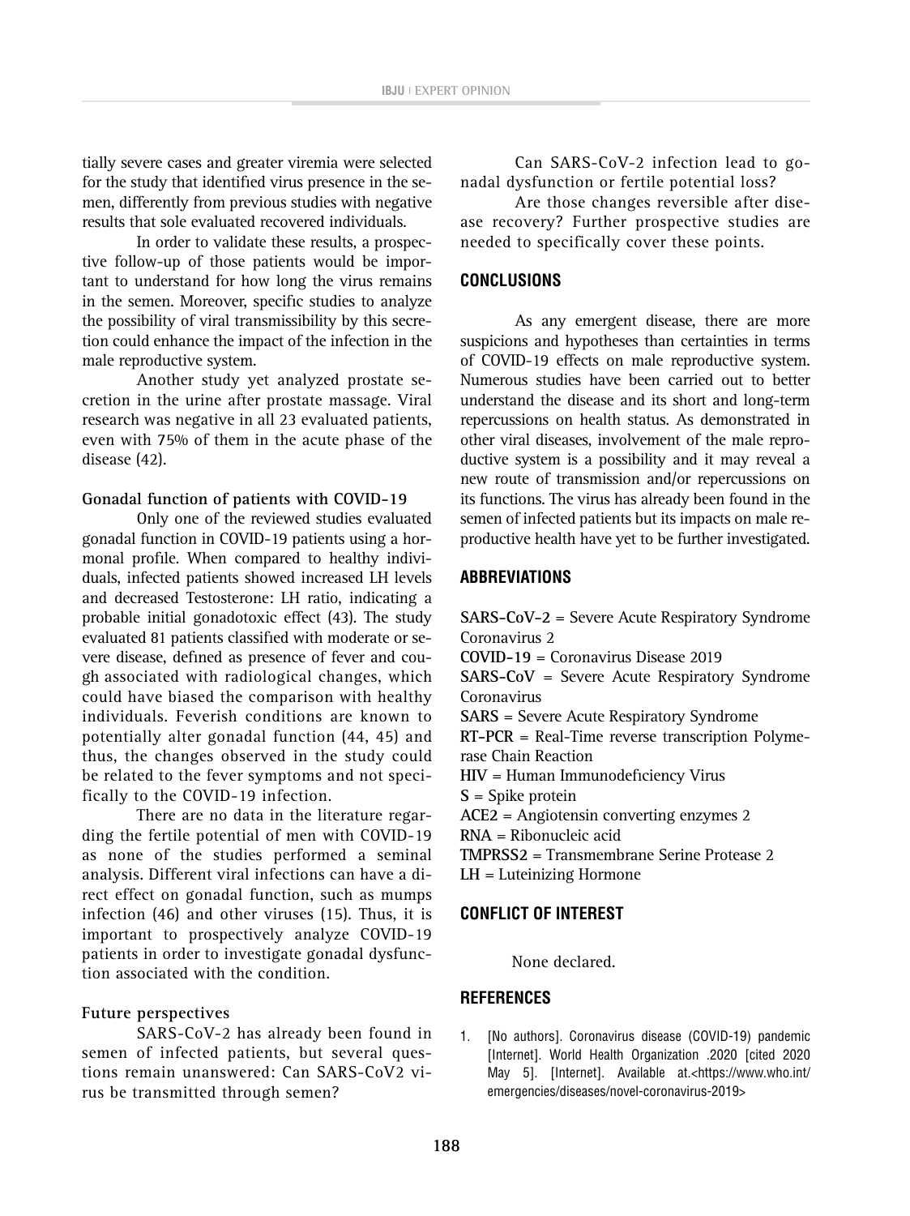tially severe cases and greater viremia were selected for the study that identified virus presence in the semen, differently from previous studies with negative results that sole evaluated recovered individuals.

In order to validate these results, a prospective follow-up of those patients would be important to understand for how long the virus remains in the semen. Moreover, specific studies to analyze the possibility of viral transmissibility by this secretion could enhance the impact of the infection in the male reproductive system.

Another study yet analyzed prostate secretion in the urine after prostate massage. Viral research was negative in all 23 evaluated patients, even with 75% of them in the acute phase of the disease (42).

**Gonadal function of patients with COVID-19**

Only one of the reviewed studies evaluated gonadal function in COVID-19 patients using a hormonal profile. When compared to healthy individuals, infected patients showed increased LH levels and decreased Testosterone: LH ratio, indicating a probable initial gonadotoxic effect (43). The study evaluated 81 patients classified with moderate or severe disease, defined as presence of fever and cough associated with radiological changes, which could have biased the comparison with healthy individuals. Feverish conditions are known to potentially alter gonadal function (44, 45) and thus, the changes observed in the study could be related to the fever symptoms and not specifically to the COVID-19 infection.

There are no data in the literature regarding the fertile potential of men with COVID-19 as none of the studies performed a seminal analysis. Different viral infections can have a direct effect on gonadal function, such as mumps infection (46) and other viruses (15). Thus, it is important to prospectively analyze COVID-19 patients in order to investigate gonadal dysfunction associated with the condition.

**Future perspectives**

SARS-CoV-2 has already been found in semen of infected patients, but several questions remain unanswered: Can SARS-CoV2 virus be transmitted through semen?

Can SARS-CoV-2 infection lead to gonadal dysfunction or fertile potential loss?

Are those changes reversible after disease recovery? Further prospective studies are needed to specifically cover these points.

## CONCLUSIONS

As any emergent disease, there are more suspicions and hypotheses than certainties in terms of COVID-19 effects on male reproductive system. Numerous studies have been carried out to better understand the disease and its short and long-term repercussions on health status. As demonstrated in other viral diseases, involvement of the male reproductive system is a possibility and it may reveal a new route of transmission and/or repercussions on its functions. The virus has already been found in the semen of infected patients but its impacts on male reproductive health have yet to be further investigated.

## ABBREVIATIONS

**SARS-CoV-2** = Severe Acute Respiratory Syndrome Coronavirus 2
**COVID-19** = Coronavirus Disease 2019
**SARS-CoV** = Severe Acute Respiratory Syndrome Coronavirus
**SARS** = Severe Acute Respiratory Syndrome
**RT-PCR** = Real-Time reverse transcription Polymerase Chain Reaction
**HIV** = Human Immunodeficiency Virus
**S** = Spike protein
**ACE2** = Angiotensin converting enzymes 2
**RNA** = Ribonucleic acid
**TMPRSS2** = Transmembrane Serine Protease 2
**LH** = Luteinizing Hormone

## CONFLICT OF INTEREST

None declared.

## REFERENCES

1. [No authors]. Coronavirus disease (COVID-19) pandemic [Internet]. World Health Organization .2020 [cited 2020 May 5]. [Internet]. Available at.<https://www.who.int/emergencies/diseases/novel-coronavirus-2019>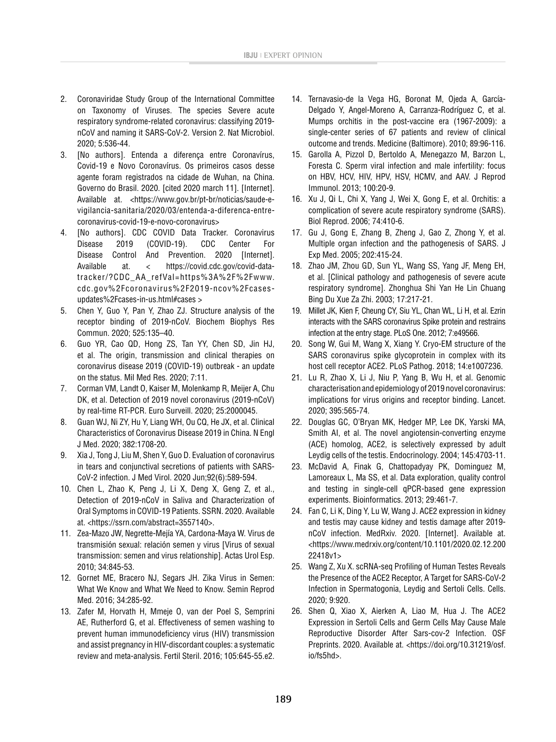2. Coronaviridae Study Group of the International Committee on Taxonomy of Viruses. The species Severe acute respiratory syndrome-related coronavirus: classifying 2019-nCoV and naming it SARS-CoV-2. Version 2. Nat Microbiol. 2020; 5:536-44.
3. [No authors]. Entenda a diferença entre Coronavírus, Covid-19 e Novo Coronavírus. Os primeiros casos desse agente foram registrados na cidade de Wuhan, na China. Governo do Brasil. 2020. [cited 2020 march 11]. [Internet]. Available at. <https://www.gov.br/pt-br/noticias/saude-e-vigilancia-sanitaria/2020/03/entenda-a-diferenca-entre-coronavirus-covid-19-e-novo-coronavirus>
4. [No authors]. CDC COVID Data Tracker. Coronavirus Disease 2019 (COVID-19). CDC Center For Disease Control And Prevention. 2020 [Internet]. Available at. < https://covid.cdc.gov/covid-data-tracker/?CDC_AA_refVal=https%3A%2F%2Fwww.cdc.gov%2Fcoronavirus%2F2019-ncov%2Fcases-updates%2Fcases-in-us.html#cases >
5. Chen Y, Guo Y, Pan Y, Zhao ZJ. Structure analysis of the receptor binding of 2019-nCoV. Biochem Biophys Res Commun. 2020; 525:135–40.
6. Guo YR, Cao QD, Hong ZS, Tan YY, Chen SD, Jin HJ, et al. The origin, transmission and clinical therapies on coronavirus disease 2019 (COVID-19) outbreak - an update on the status. Mil Med Res. 2020; 7:11.
7. Corman VM, Landt O, Kaiser M, Molenkamp R, Meijer A, Chu DK, et al. Detection of 2019 novel coronavirus (2019-nCoV) by real-time RT-PCR. Euro Surveill. 2020; 25:2000045.
8. Guan WJ, Ni ZY, Hu Y, Liang WH, Ou CQ, He JX, et al. Clinical Characteristics of Coronavirus Disease 2019 in China. N Engl J Med. 2020; 382:1708-20.
9. Xia J, Tong J, Liu M, Shen Y, Guo D. Evaluation of coronavirus in tears and conjunctival secretions of patients with SARS-CoV-2 infection. J Med Virol. 2020 Jun;92(6):589-594.
10. Chen L, Zhao K, Peng J, Li X, Deng X, Geng Z, et al., Detection of 2019-nCoV in Saliva and Characterization of Oral Symptoms in COVID-19 Patients. SSRN. 2020. Available at. <https://ssrn.com/abstract=3557140>.
11. Zea-Mazo JW, Negrette-Mejía YA, Cardona-Maya W. Virus de transmisión sexual: relación semen y virus [Virus of sexual transmission: semen and virus relationship]. Actas Urol Esp. 2010; 34:845-53.
12. Gornet ME, Bracero NJ, Segars JH. Zika Virus in Semen: What We Know and What We Need to Know. Semin Reprod Med. 2016; 34:285-92.
13. Zafer M, Horvath H, Mmeje O, van der Poel S, Semprini AE, Rutherford G, et al. Effectiveness of semen washing to prevent human immunodeficiency virus (HIV) transmission and assist pregnancy in HIV-discordant couples: a systematic review and meta-analysis. Fertil Steril. 2016; 105:645-55.e2.
14. Ternavasio-de la Vega HG, Boronat M, Ojeda A, García-Delgado Y, Angel-Moreno A, Carranza-Rodríguez C, et al. Mumps orchitis in the post-vaccine era (1967-2009): a single-center series of 67 patients and review of clinical outcome and trends. Medicine (Baltimore). 2010; 89:96-116.
15. Garolla A, Pizzol D, Bertoldo A, Menegazzo M, Barzon L, Foresta C. Sperm viral infection and male infertility: focus on HBV, HCV, HIV, HPV, HSV, HCMV, and AAV. J Reprod Immunol. 2013; 100:20-9.
16. Xu J, Qi L, Chi X, Yang J, Wei X, Gong E, et al. Orchitis: a complication of severe acute respiratory syndrome (SARS). Biol Reprod. 2006; 74:410-6.
17. Gu J, Gong E, Zhang B, Zheng J, Gao Z, Zhong Y, et al. Multiple organ infection and the pathogenesis of SARS. J Exp Med. 2005; 202:415-24.
18. Zhao JM, Zhou GD, Sun YL, Wang SS, Yang JF, Meng EH, et al. [Clinical pathology and pathogenesis of severe acute respiratory syndrome]. Zhonghua Shi Yan He Lin Chuang Bing Du Xue Za Zhi. 2003; 17:217-21.
19. Millet JK, Kien F, Cheung CY, Siu YL, Chan WL, Li H, et al. Ezrin interacts with the SARS coronavirus Spike protein and restrains infection at the entry stage. PLoS One. 2012; 7:e49566.
20. Song W, Gui M, Wang X, Xiang Y. Cryo-EM structure of the SARS coronavirus spike glycoprotein in complex with its host cell receptor ACE2. PLoS Pathog. 2018; 14:e1007236.
21. Lu R, Zhao X, Li J, Niu P, Yang B, Wu H, et al. Genomic characterisation and epidemiology of 2019 novel coronavirus: implications for virus origins and receptor binding. Lancet. 2020; 395:565-74.
22. Douglas GC, O'Bryan MK, Hedger MP, Lee DK, Yarski MA, Smith AI, et al. The novel angiotensin-converting enzyme (ACE) homolog, ACE2, is selectively expressed by adult Leydig cells of the testis. Endocrinology. 2004; 145:4703-11.
23. McDavid A, Finak G, Chattopadyay PK, Dominguez M, Lamoreaux L, Ma SS, et al. Data exploration, quality control and testing in single-cell qPCR-based gene expression experiments. Bioinformatics. 2013; 29:461-7.
24. Fan C, Li K, Ding Y, Lu W, Wang J. ACE2 expression in kidney and testis may cause kidney and testis damage after 2019-nCoV infection. MedRxiv. 2020. [Internet]. Available at. <https://www.medrxiv.org/content/10.1101/2020.02.12.20022418v1>
25. Wang Z, Xu X. scRNA-seq Profiling of Human Testes Reveals the Presence of the ACE2 Receptor, A Target for SARS-CoV-2 Infection in Spermatogonia, Leydig and Sertoli Cells. Cells. 2020; 9:920.
26. Shen Q, Xiao X, Aierken A, Liao M, Hua J. The ACE2 Expression in Sertoli Cells and Germ Cells May Cause Male Reproductive Disorder After Sars-cov-2 Infection. OSF Preprints. 2020. Available at. <https://doi.org/10.31219/osf.io/fs5hd>.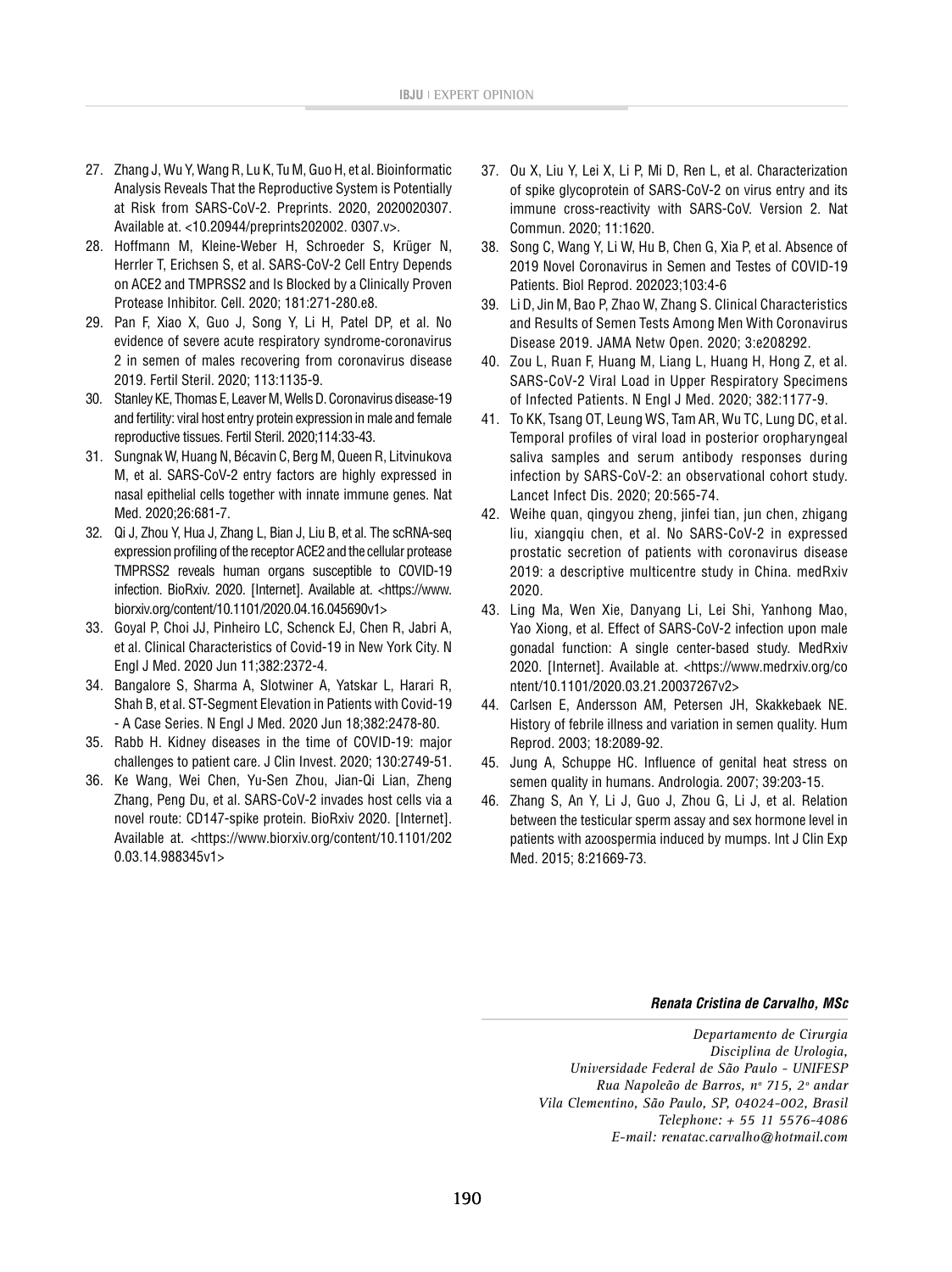27. Zhang J, Wu Y, Wang R, Lu K, Tu M, Guo H, et al. Bioinformatic Analysis Reveals That the Reproductive System is Potentially at Risk from SARS-CoV-2. Preprints. 2020, 2020020307. Available at. <10.20944/preprints202002. 0307.v>.
28. Hoffmann M, Kleine-Weber H, Schroeder S, Krüger N, Herrler T, Erichsen S, et al. SARS-CoV-2 Cell Entry Depends on ACE2 and TMPRSS2 and Is Blocked by a Clinically Proven Protease Inhibitor. Cell. 2020; 181:271-280.e8.
29. Pan F, Xiao X, Guo J, Song Y, Li H, Patel DP, et al. No evidence of severe acute respiratory syndrome-coronavirus 2 in semen of males recovering from coronavirus disease 2019. Fertil Steril. 2020; 113:1135-9.
30. Stanley KE, Thomas E, Leaver M, Wells D. Coronavirus disease-19 and fertility: viral host entry protein expression in male and female reproductive tissues. Fertil Steril. 2020;114:33-43.
31. Sungnak W, Huang N, Bécavin C, Berg M, Queen R, Litvinukova M, et al. SARS-CoV-2 entry factors are highly expressed in nasal epithelial cells together with innate immune genes. Nat Med. 2020;26:681-7.
32. Qi J, Zhou Y, Hua J, Zhang L, Bian J, Liu B, et al. The scRNA-seq expression profiling of the receptor ACE2 and the cellular protease TMPRSS2 reveals human organs susceptible to COVID-19 infection. BioRxiv. 2020. [Internet]. Available at. <https://www.biorxiv.org/content/10.1101/2020.04.16.045690v1>
33. Goyal P, Choi JJ, Pinheiro LC, Schenck EJ, Chen R, Jabri A, et al. Clinical Characteristics of Covid-19 in New York City. N Engl J Med. 2020 Jun 11;382:2372-4.
34. Bangalore S, Sharma A, Slotwiner A, Yatskar L, Harari R, Shah B, et al. ST-Segment Elevation in Patients with Covid-19 - A Case Series. N Engl J Med. 2020 Jun 18;382:2478-80.
35. Rabb H. Kidney diseases in the time of COVID-19: major challenges to patient care. J Clin Invest. 2020; 130:2749-51.
36. Ke Wang, Wei Chen, Yu-Sen Zhou, Jian-Qi Lian, Zheng Zhang, Peng Du, et al. SARS-CoV-2 invades host cells via a novel route: CD147-spike protein. BioRxiv 2020. [Internet]. Available at. <https://www.biorxiv.org/content/10.1101/2020.03.14.988345v1>
37. Ou X, Liu Y, Lei X, Li P, Mi D, Ren L, et al. Characterization of spike glycoprotein of SARS-CoV-2 on virus entry and its immune cross-reactivity with SARS-CoV. Version 2. Nat Commun. 2020; 11:1620.
38. Song C, Wang Y, Li W, Hu B, Chen G, Xia P, et al. Absence of 2019 Novel Coronavirus in Semen and Testes of COVID-19 Patients. Biol Reprod. 202023;103:4-6
39. Li D, Jin M, Bao P, Zhao W, Zhang S. Clinical Characteristics and Results of Semen Tests Among Men With Coronavirus Disease 2019. JAMA Netw Open. 2020; 3:e208292.
40. Zou L, Ruan F, Huang M, Liang L, Huang H, Hong Z, et al. SARS-CoV-2 Viral Load in Upper Respiratory Specimens of Infected Patients. N Engl J Med. 2020; 382:1177-9.
41. To KK, Tsang OT, Leung WS, Tam AR, Wu TC, Lung DC, et al. Temporal profiles of viral load in posterior oropharyngeal saliva samples and serum antibody responses during infection by SARS-CoV-2: an observational cohort study. Lancet Infect Dis. 2020; 20:565-74.
42. Weihe quan, qingyou zheng, jinfei tian, jun chen, zhigang liu, xiangqiu chen, et al. No SARS-CoV-2 in expressed prostatic secretion of patients with coronavirus disease 2019: a descriptive multicentre study in China. medRxiv 2020.
43. Ling Ma, Wen Xie, Danyang Li, Lei Shi, Yanhong Mao, Yao Xiong, et al. Effect of SARS-CoV-2 infection upon male gonadal function: A single center-based study. MedRxiv 2020. [Internet]. Available at. <https://www.medrxiv.org/content/10.1101/2020.03.21.20037267v2>
44. Carlsen E, Andersson AM, Petersen JH, Skakkebaek NE. History of febrile illness and variation in semen quality. Hum Reprod. 2003; 18:2089-92.
45. Jung A, Schuppe HC. Influence of genital heat stress on semen quality in humans. Andrologia. 2007; 39:203-15.
46. Zhang S, An Y, Li J, Guo J, Zhou G, Li J, et al. Relation between the testicular sperm assay and sex hormone level in patients with azoospermia induced by mumps. Int J Clin Exp Med. 2015; 8:21669-73.

***Renata Cristina de Carvalho, MSc***

*Departamento de Cirurgia*
*Disciplina de Urologia,*
*Universidade Federal de São Paulo - UNIFESP*
*Rua Napoleão de Barros, nº 715, 2º andar*
*Vila Clementino, São Paulo, SP, 04024-002, Brasil*
*Telephone: + 55 11 5576-4086*
*E-mail: renatac.carvalho@hotmail.com*